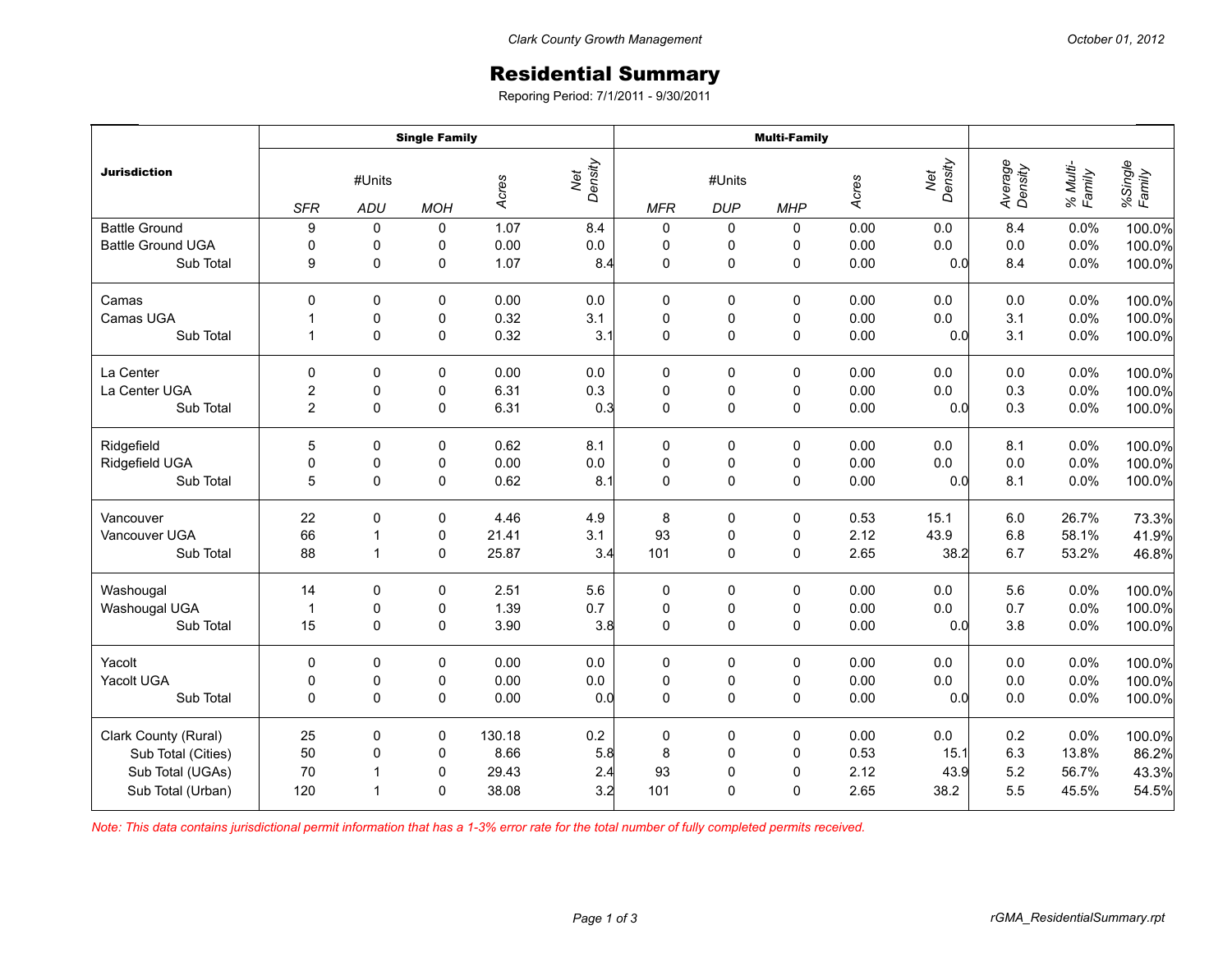Clark County Growth Management

October 01, 2012

# Residential Summary

Reporing Period: 7/1/2011 - 9/30/2011

| Jurisdiction | Single Family | | | | | Multi-Family | | | | | | | |
|---|---|---|---|---|---|---|---|---|---|---|---|---|---|
| | #Units | | | Acres | Net Density | #Units | | | Acres | Net Density | Average Density | % Multi-Family | %Single Family |
| | SFR | ADU | MOH | | | MFR | DUP | MHP | | | | | |
| Battle Ground | 9 | 0 | 0 | 1.07 | 8.4 | 0 | 0 | 0 | 0.00 | 0.0 | 8.4 | 0.0% | 100.0% |
| Battle Ground UGA | 0 | 0 | 0 | 0.00 | 0.0 | 0 | 0 | 0 | 0.00 | 0.0 | 0.0 | 0.0% | 100.0% |
| Sub Total | 9 | 0 | 0 | 1.07 | 8.4 | 0 | 0 | 0 | 0.00 | 0.0 | 8.4 | 0.0% | 100.0% |
| Camas | 0 | 0 | 0 | 0.00 | 0.0 | 0 | 0 | 0 | 0.00 | 0.0 | 0.0 | 0.0% | 100.0% |
| Camas UGA | 1 | 0 | 0 | 0.32 | 3.1 | 0 | 0 | 0 | 0.00 | 0.0 | 3.1 | 0.0% | 100.0% |
| Sub Total | 1 | 0 | 0 | 0.32 | 3.1 | 0 | 0 | 0 | 0.00 | 0.0 | 3.1 | 0.0% | 100.0% |
| La Center | 0 | 0 | 0 | 0.00 | 0.0 | 0 | 0 | 0 | 0.00 | 0.0 | 0.0 | 0.0% | 100.0% |
| La Center UGA | 2 | 0 | 0 | 6.31 | 0.3 | 0 | 0 | 0 | 0.00 | 0.0 | 0.3 | 0.0% | 100.0% |
| Sub Total | 2 | 0 | 0 | 6.31 | 0.3 | 0 | 0 | 0 | 0.00 | 0.0 | 0.3 | 0.0% | 100.0% |
| Ridgefield | 5 | 0 | 0 | 0.62 | 8.1 | 0 | 0 | 0 | 0.00 | 0.0 | 8.1 | 0.0% | 100.0% |
| Ridgefield UGA | 0 | 0 | 0 | 0.00 | 0.0 | 0 | 0 | 0 | 0.00 | 0.0 | 0.0 | 0.0% | 100.0% |
| Sub Total | 5 | 0 | 0 | 0.62 | 8.1 | 0 | 0 | 0 | 0.00 | 0.0 | 8.1 | 0.0% | 100.0% |
| Vancouver | 22 | 0 | 0 | 4.46 | 4.9 | 8 | 0 | 0 | 0.53 | 15.1 | 6.0 | 26.7% | 73.3% |
| Vancouver UGA | 66 | 1 | 0 | 21.41 | 3.1 | 93 | 0 | 0 | 2.12 | 43.9 | 6.8 | 58.1% | 41.9% |
| Sub Total | 88 | 1 | 0 | 25.87 | 3.4 | 101 | 0 | 0 | 2.65 | 38.2 | 6.7 | 53.2% | 46.8% |
| Washougal | 14 | 0 | 0 | 2.51 | 5.6 | 0 | 0 | 0 | 0.00 | 0.0 | 5.6 | 0.0% | 100.0% |
| Washougal UGA | 1 | 0 | 0 | 1.39 | 0.7 | 0 | 0 | 0 | 0.00 | 0.0 | 0.7 | 0.0% | 100.0% |
| Sub Total | 15 | 0 | 0 | 3.90 | 3.8 | 0 | 0 | 0 | 0.00 | 0.0 | 3.8 | 0.0% | 100.0% |
| Yacolt | 0 | 0 | 0 | 0.00 | 0.0 | 0 | 0 | 0 | 0.00 | 0.0 | 0.0 | 0.0% | 100.0% |
| Yacolt UGA | 0 | 0 | 0 | 0.00 | 0.0 | 0 | 0 | 0 | 0.00 | 0.0 | 0.0 | 0.0% | 100.0% |
| Sub Total | 0 | 0 | 0 | 0.00 | 0.0 | 0 | 0 | 0 | 0.00 | 0.0 | 0.0 | 0.0% | 100.0% |
| Clark County (Rural) | 25 | 0 | 0 | 130.18 | 0.2 | 0 | 0 | 0 | 0.00 | 0.0 | 0.2 | 0.0% | 100.0% |
| Sub Total (Cities) | 50 | 0 | 0 | 8.66 | 5.8 | 8 | 0 | 0 | 0.53 | 15.1 | 6.3 | 13.8% | 86.2% |
| Sub Total (UGAs) | 70 | 1 | 0 | 29.43 | 2.4 | 93 | 0 | 0 | 2.12 | 43.9 | 5.2 | 56.7% | 43.3% |
| Sub Total (Urban) | 120 | 1 | 0 | 38.08 | 3.2 | 101 | 0 | 0 | 2.65 | 38.2 | 5.5 | 45.5% | 54.5% |

*Note: This data contains jurisdictional permit information that has a 1-3% error rate for the total number of fully completed permits received.*

rGMA_ResidentialSummary.rpt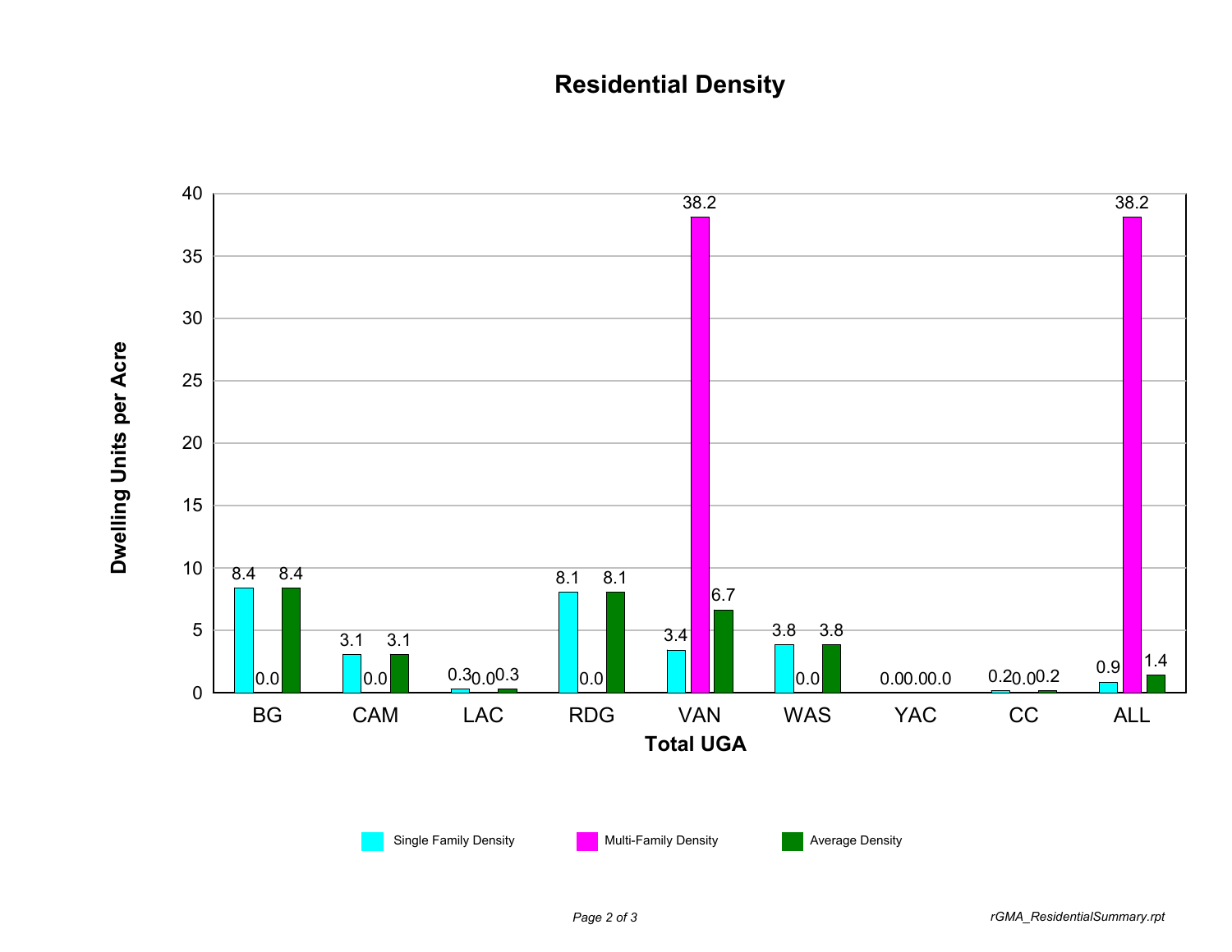# Residential Density

| Total UGA | Single Family Density | Multi-Family Density | Average Density |
|---|---|---|---|
| BG | 8.4 | 0.0 | 8.4 |
| CAM | 3.1 | 0.0 | 3.1 |
| LAC | 0.3 | 0.0 | 0.3 |
| RDG | 8.1 | 0.0 | 8.1 |
| VAN | 3.4 | 38.2 | 6.7 |
| WAS | 3.8 | 0.0 | 3.8 |
| YAC | 0.0 | 0.0 | 0.0 |
| CC | 0.2 | 0.0 | 0.2 |
| ALL | 0.9 | 38.2 | 1.4 |

Dwelling Units per Acre

rGMA_ResidentialSummary.rpt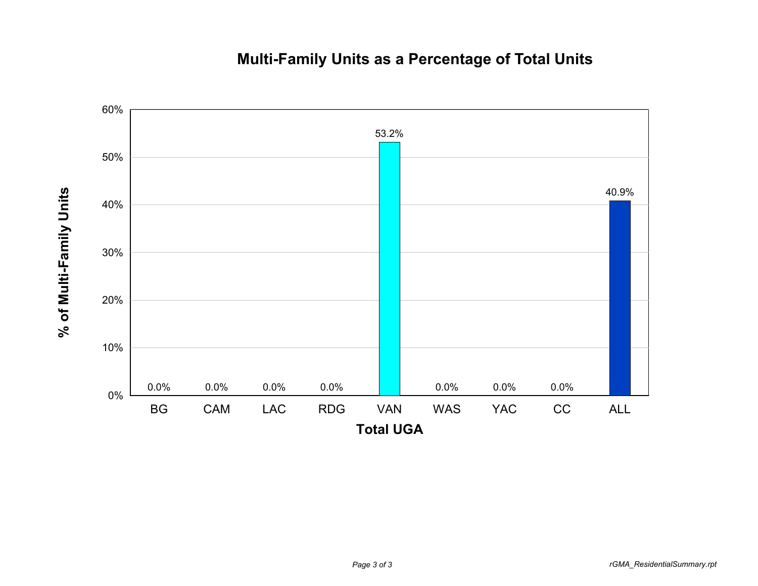# Multi-Family Units as a Percentage of Total Units

% of Multi-Family Units

60%
50%
40%
30%
20%
10%
0%

0.0%
0.0%
0.0%
0.0%
53.2%
0.0%
0.0%
0.0%
40.9%

BG
CAM
LAC
RDG
VAN
WAS
YAC
CC
ALL

**Total UGA**

*rGMA_ResidentialSummary.rpt*